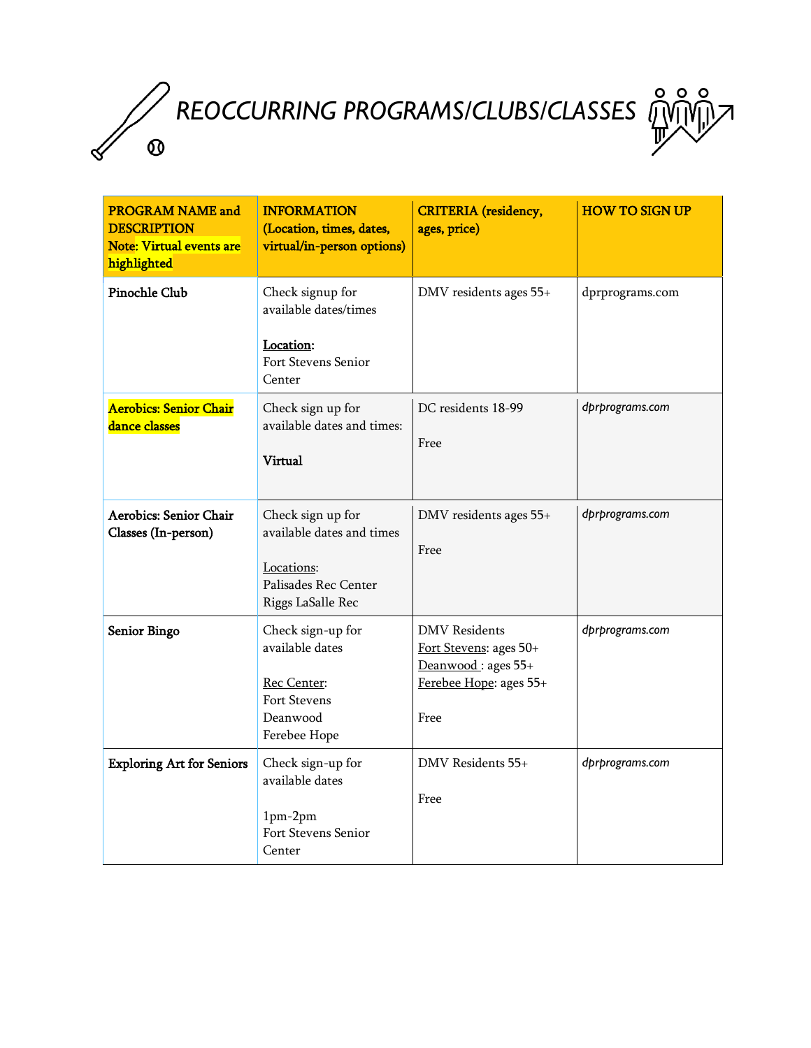# REOCCURRING PROGRAMS/CLUBS/CLASSES

| PROGRAM NAME and DESCRIPTION Note: Virtual events are highlighted | INFORMATION (Location, times, dates, virtual/in-person options) | CRITERIA (residency, ages, price) | HOW TO SIGN UP |
|---|---|---|---|
| **Pinochle Club** | Check signup for available dates/times<br><br>Location:<br>Fort Stevens Senior Center | DMV residents ages 55+ | dprprograms.com |
| **Aerobics: Senior Chair dance classes** | Check sign up for available dates and times:<br><br>**Virtual** | DC residents 18-99<br><br>Free | dprprograms.com |
| **Aerobics: Senior Chair Classes (In-person)** | Check sign up for available dates and times<br><br>Locations:<br>Palisades Rec Center<br>Riggs LaSalle Rec | DMV residents ages 55+<br><br>Free | dprprograms.com |
| **Senior Bingo** | Check sign-up for available dates<br><br>Rec Center:<br>Fort Stevens<br>Deanwood<br>Ferebee Hope | DMV Residents<br>Fort Stevens: ages 50+<br>Deanwood : ages 55+<br>Ferebee Hope: ages 55+<br><br>Free | dprprograms.com |
| **Exploring Art for Seniors** | Check sign-up for available dates<br><br>1pm-2pm<br>Fort Stevens Senior Center | DMV Residents 55+<br><br>Free | dprprograms.com |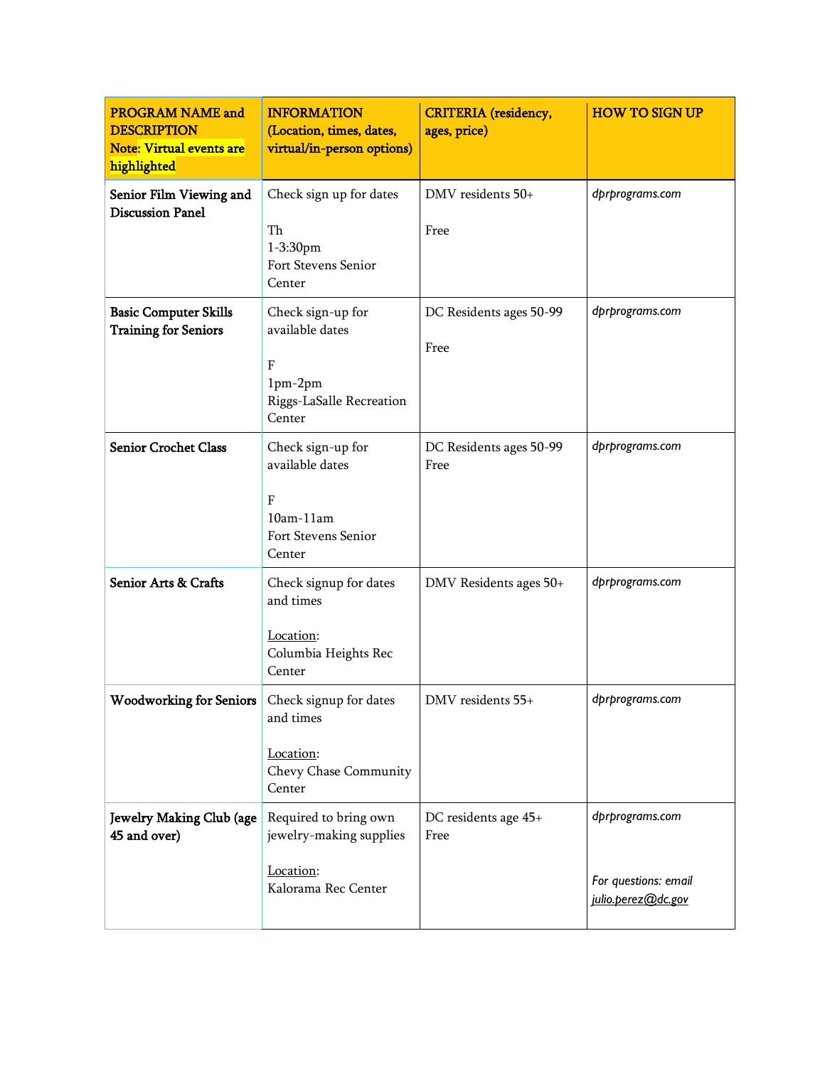| PROGRAM NAME and DESCRIPTION Note: Virtual events are highlighted | INFORMATION (Location, times, dates, virtual/in-person options) | CRITERIA (residency, ages, price) | HOW TO SIGN UP |
|---|---|---|---|
| **Senior Film Viewing and Discussion Panel** | Check sign up for dates<br><br>Th<br>1-3:30pm<br>Fort Stevens Senior Center | DMV residents 50+<br><br>Free | *dprprograms.com* |
| **Basic Computer Skills Training for Seniors** | Check sign-up for available dates<br><br>F<br>1pm-2pm<br>Riggs-LaSalle Recreation Center | DC Residents ages 50-99<br><br>Free | *dprprograms.com* |
| **Senior Crochet Class** | Check sign-up for available dates<br><br>F<br>10am-11am<br>Fort Stevens Senior Center | DC Residents ages 50-99<br>Free | *dprprograms.com* |
| **Senior Arts & Crafts** | Check signup for dates and times<br><br>Location:<br>Columbia Heights Rec Center | DMV Residents ages 50+ | *dprprograms.com* |
| **Woodworking for Seniors** | Check signup for dates and times<br><br>Location:<br>Chevy Chase Community Center | DMV residents 55+ | *dprprograms.com* |
| **Jewelry Making Club (age 45 and over)** | Required to bring own jewelry-making supplies<br><br>Location:<br>Kalorama Rec Center | DC residents age 45+<br>Free | *dprprograms.com*<br><br>*For questions: email julio.perez@dc.gov* |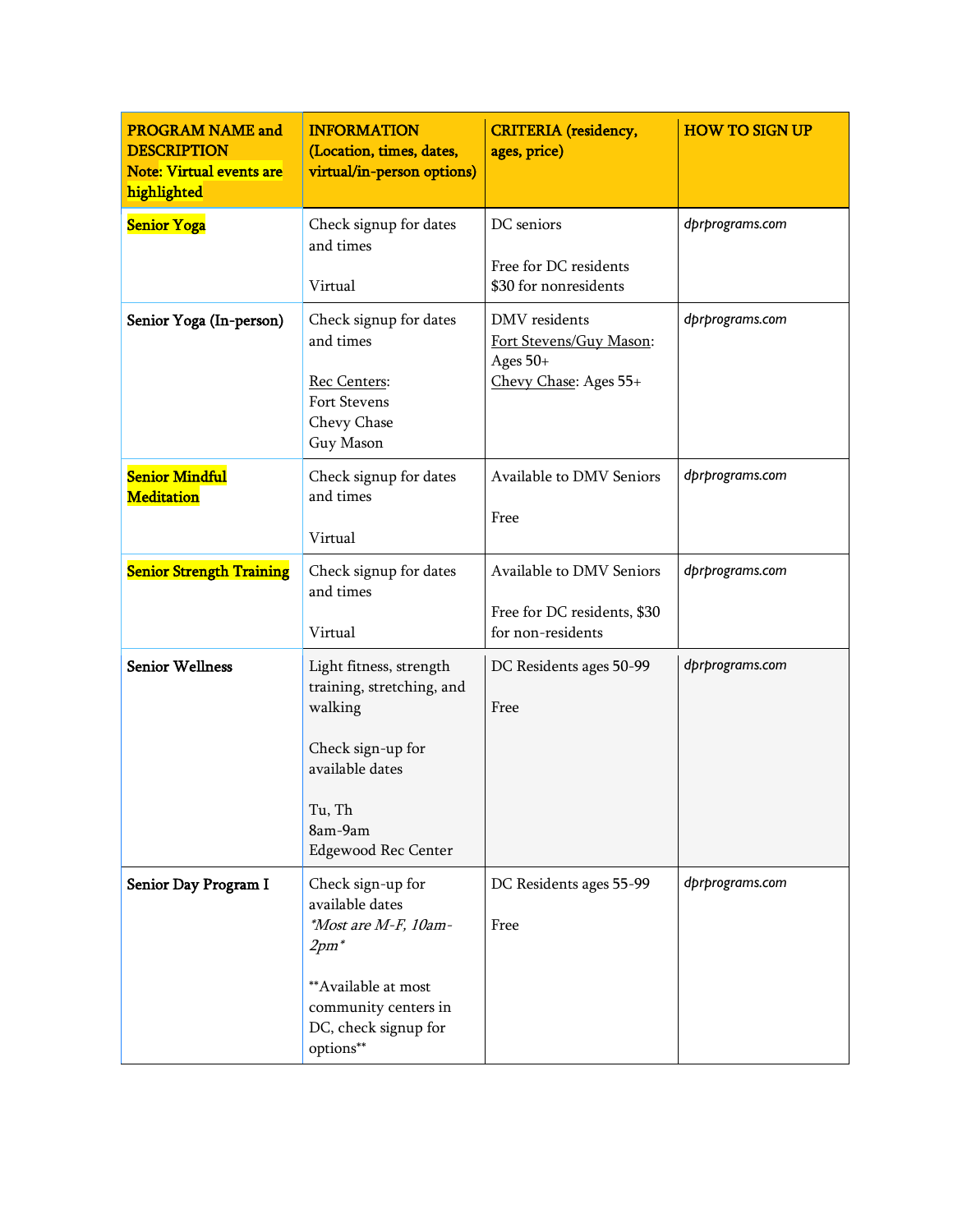| PROGRAM NAME and DESCRIPTION<br>Note: Virtual events are highlighted | INFORMATION (Location, times, dates, virtual/in-person options) | CRITERIA (residency, ages, price) | HOW TO SIGN UP |
|---|---|---|---|
| Senior Yoga | Check signup for dates and times<br><br>Virtual | DC seniors<br><br>Free for DC residents<br>$30 for nonresidents | *dprprograms.com* |
| Senior Yoga (In-person) | Check signup for dates and times<br><br>Rec Centers:<br>Fort Stevens<br>Chevy Chase<br>Guy Mason | DMV residents<br>Fort Stevens/Guy Mason: Ages 50+<br>Chevy Chase: Ages 55+ | *dprprograms.com* |
| Senior Mindful Meditation | Check signup for dates and times<br><br>Virtual | Available to DMV Seniors<br><br>Free | *dprprograms.com* |
| Senior Strength Training | Check signup for dates and times<br><br>Virtual | Available to DMV Seniors<br><br>Free for DC residents, $30 for non-residents | *dprprograms.com* |
| Senior Wellness | Light fitness, strength training, stretching, and walking<br><br>Check sign-up for available dates<br><br>Tu, Th<br>8am-9am<br>Edgewood Rec Center | DC Residents ages 50-99<br><br>Free | *dprprograms.com* |
| Senior Day Program I | Check sign-up for available dates<br>*\*Most are M-F, 10am-2pm\**<br><br>\*\*Available at most community centers in DC, check signup for options\*\* | DC Residents ages 55-99<br><br>Free | *dprprograms.com* |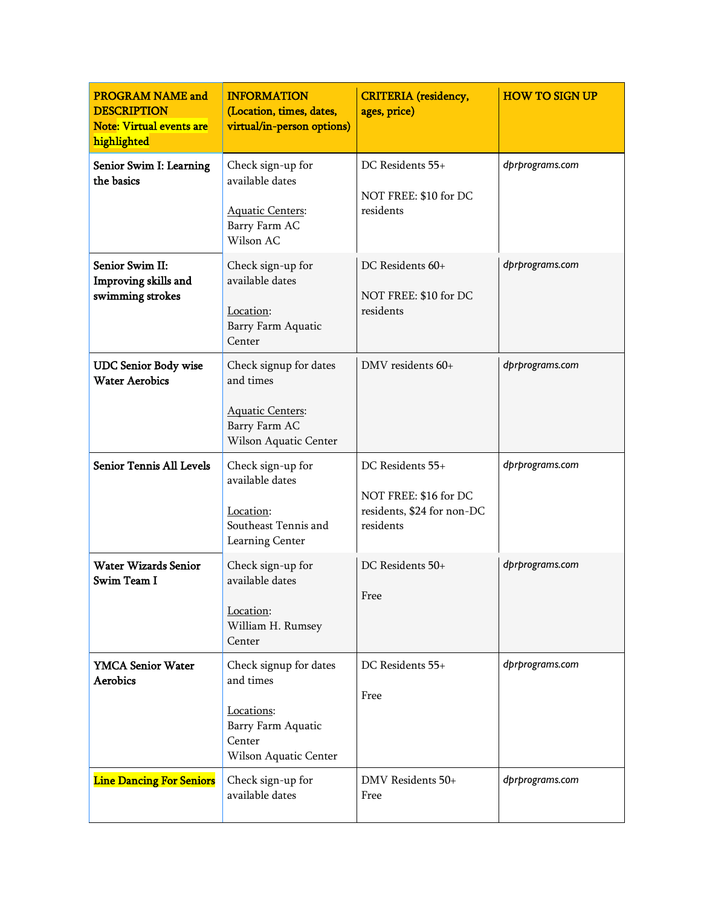| **PROGRAM NAME and DESCRIPTION** **Note: Virtual events are highlighted** | **INFORMATION (Location, times, dates, virtual/in-person options)** | **CRITERIA (residency, ages, price)** | **HOW TO SIGN UP** |
|---|---|---|---|
| **Senior Swim I: Learning the basics** | Check sign-up for available dates<br><br>Aquatic Centers:<br>Barry Farm AC<br>Wilson AC | DC Residents 55+<br><br>NOT FREE: $10 for DC residents | *dprprograms.com* |
| **Senior Swim II: Improving skills and swimming strokes** | Check sign-up for available dates<br><br>Location:<br>Barry Farm Aquatic Center | DC Residents 60+<br><br>NOT FREE: $10 for DC residents | *dprprograms.com* |
| **UDC Senior Body wise Water Aerobics** | Check signup for dates and times<br><br>Aquatic Centers:<br>Barry Farm AC<br>Wilson Aquatic Center | DMV residents 60+ | *dprprograms.com* |
| **Senior Tennis All Levels** | Check sign-up for available dates<br><br>Location:<br>Southeast Tennis and Learning Center | DC Residents 55+<br><br>NOT FREE: $16 for DC residents, $24 for non-DC residents | *dprprograms.com* |
| **Water Wizards Senior Swim Team I** | Check sign-up for available dates<br><br>Location:<br>William H. Rumsey Center | DC Residents 50+<br><br>Free | *dprprograms.com* |
| **YMCA Senior Water Aerobics** | Check signup for dates and times<br><br>Locations:<br>Barry Farm Aquatic Center<br>Wilson Aquatic Center | DC Residents 55+<br><br>Free | *dprprograms.com* |
| **Line Dancing For Seniors** | Check sign-up for available dates | DMV Residents 50+<br>Free | *dprprograms.com* |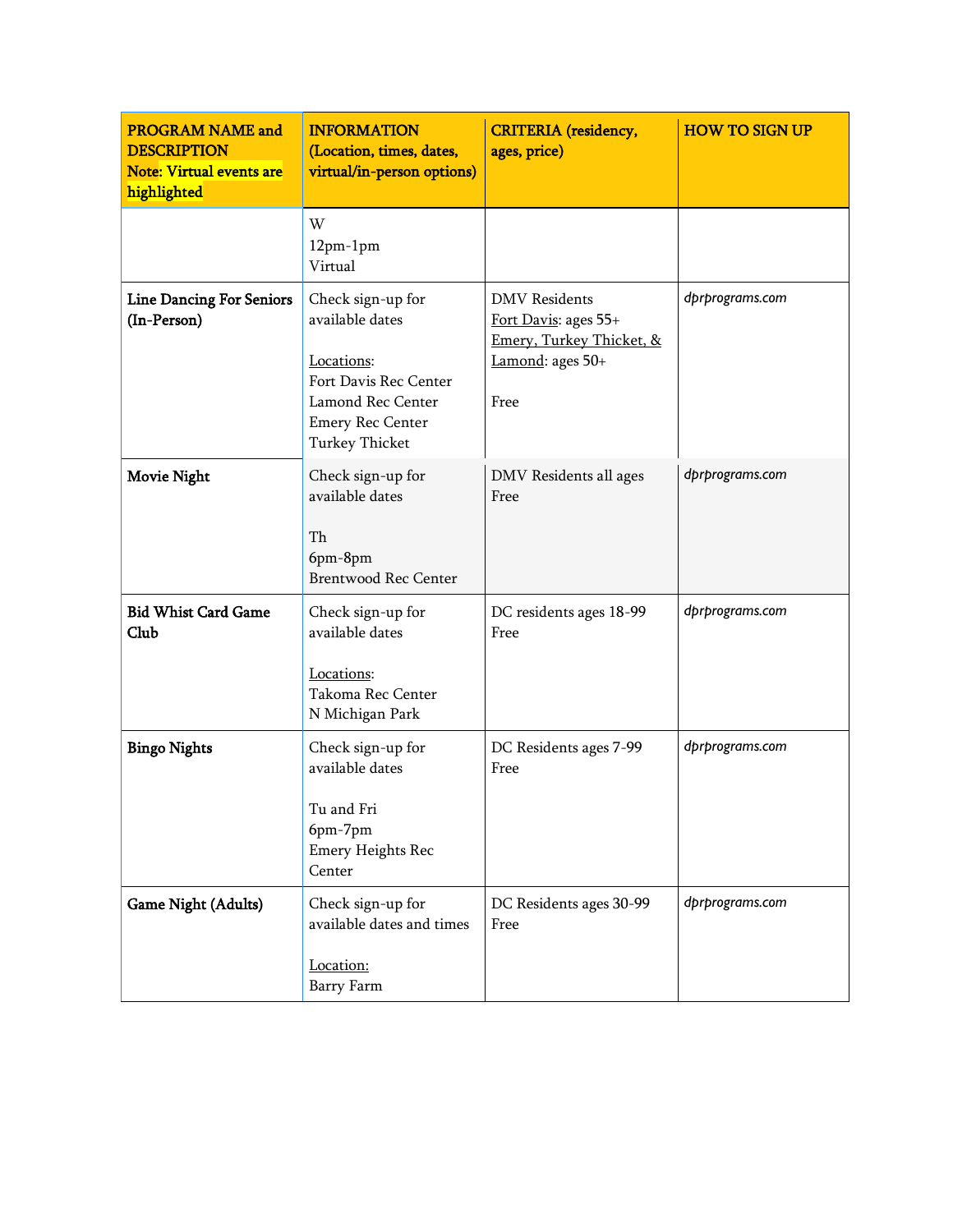| PROGRAM NAME and DESCRIPTION<br>Note: Virtual events are highlighted | INFORMATION (Location, times, dates, virtual/in-person options) | CRITERIA (residency, ages, price) | HOW TO SIGN UP |
|---|---|---|---|
| | W<br>12pm-1pm<br>Virtual | | |
| **Line Dancing For Seniors (In-Person)** | Check sign-up for available dates<br><br>Locations:<br>Fort Davis Rec Center<br>Lamond Rec Center<br>Emery Rec Center<br>Turkey Thicket | DMV Residents<br>Fort Davis: ages 55+<br>Emery, Turkey Thicket, & Lamond: ages 50+<br><br>Free | *dprprograms.com* |
| **Movie Night** | Check sign-up for available dates<br><br>Th<br>6pm-8pm<br>Brentwood Rec Center | DMV Residents all ages<br>Free | *dprprograms.com* |
| **Bid Whist Card Game Club** | Check sign-up for available dates<br><br>Locations:<br>Takoma Rec Center<br>N Michigan Park | DC residents ages 18-99<br>Free | *dprprograms.com* |
| **Bingo Nights** | Check sign-up for available dates<br><br>Tu and Fri<br>6pm-7pm<br>Emery Heights Rec Center | DC Residents ages 7-99<br>Free | *dprprograms.com* |
| **Game Night (Adults)** | Check sign-up for available dates and times<br><br>Location:<br>Barry Farm | DC Residents ages 30-99<br>Free | *dprprograms.com* |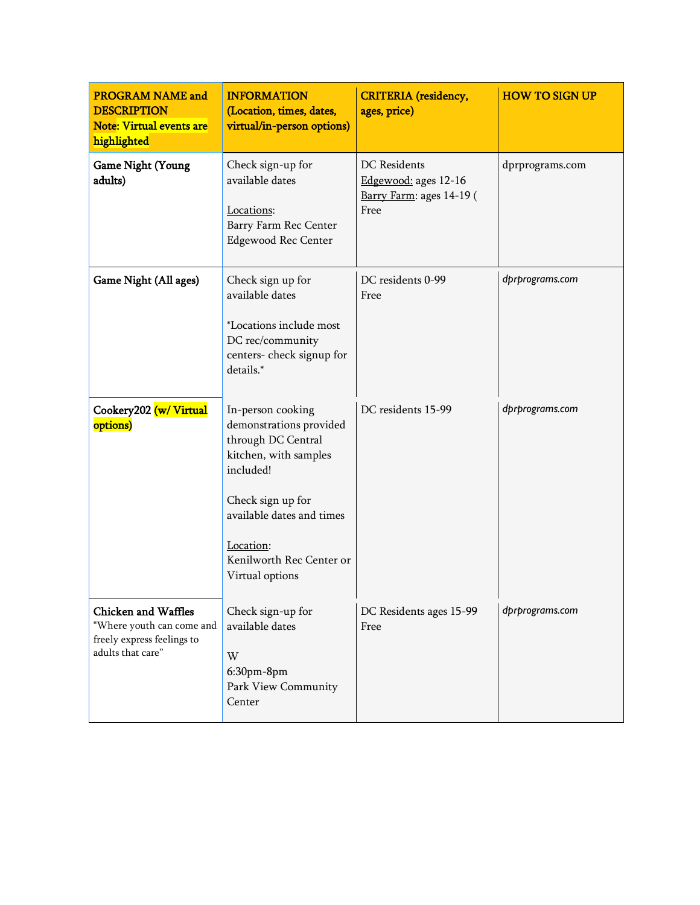| PROGRAM NAME and DESCRIPTION<br>Note: Virtual events are highlighted | INFORMATION (Location, times, dates, virtual/in-person options) | CRITERIA (residency, ages, price) | HOW TO SIGN UP |
|---|---|---|---|
| **Game Night (Young adults)** | Check sign-up for available dates<br><br>Locations:<br>Barry Farm Rec Center<br>Edgewood Rec Center | DC Residents<br>Edgewood: ages 12-16<br>Barry Farm: ages 14-19 (<br>Free | dprprograms.com |
| **Game Night (All ages)** | Check sign up for available dates<br><br>*Locations include most DC rec/community centers- check signup for details.* | DC residents 0-99<br>Free | *dprprograms.com* |
| **Cookery202 (w/ Virtual options)** | In-person cooking demonstrations provided through DC Central kitchen, with samples included!<br><br>Check sign up for available dates and times<br><br>Location:<br>Kenilworth Rec Center or Virtual options | DC residents 15-99 | *dprprograms.com* |
| **Chicken and Waffles**<br>"Where youth can come and freely express feelings to adults that care" | Check sign-up for available dates<br><br>W<br>6:30pm-8pm<br>Park View Community Center | DC Residents ages 15-99<br>Free | *dprprograms.com* |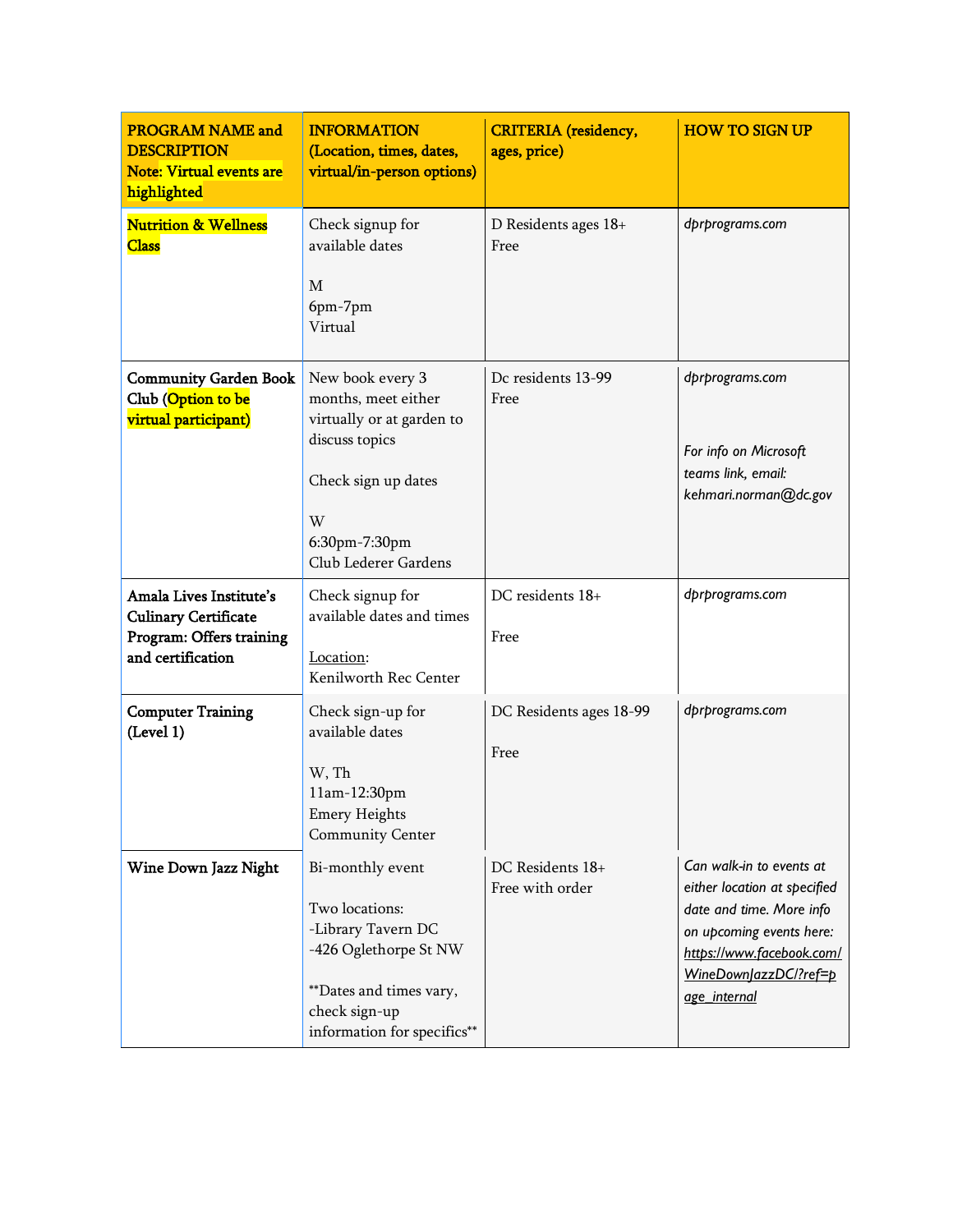| PROGRAM NAME and DESCRIPTION Note: Virtual events are highlighted | INFORMATION (Location, times, dates, virtual/in-person options) | CRITERIA (residency, ages, price) | HOW TO SIGN UP |
|---|---|---|---|
| Nutrition & Wellness Class | Check signup for available dates<br><br>M<br>6pm-7pm<br>Virtual | D Residents ages 18+<br>Free | *dprprograms.com* |
| Community Garden Book Club (Option to be virtual participant) | New book every 3 months, meet either virtually or at garden to discuss topics<br><br>Check sign up dates<br><br>W<br>6:30pm-7:30pm<br>Club Lederer Gardens | Dc residents 13-99<br>Free | *dprprograms.com*<br><br>*For info on Microsoft teams link, email: kehmari.norman@dc.gov* |
| Amala Lives Institute's Culinary Certificate Program: Offers training and certification | Check signup for available dates and times<br><br>Location:<br>Kenilworth Rec Center | DC residents 18+<br><br>Free | *dprprograms.com* |
| Computer Training (Level 1) | Check sign-up for available dates<br><br>W, Th<br>11am-12:30pm<br>Emery Heights Community Center | DC Residents ages 18-99<br><br>Free | *dprprograms.com* |
| Wine Down Jazz Night | Bi-monthly event<br><br>Two locations:<br>-Library Tavern DC<br>-426 Oglethorpe St NW<br><br>**Dates and times vary, check sign-up information for specifics** | DC Residents 18+<br>Free with order | *Can walk-in to events at either location at specified date and time. More info on upcoming events here: https://www.facebook.com/WineDownJazzDC/?ref=page_internal* |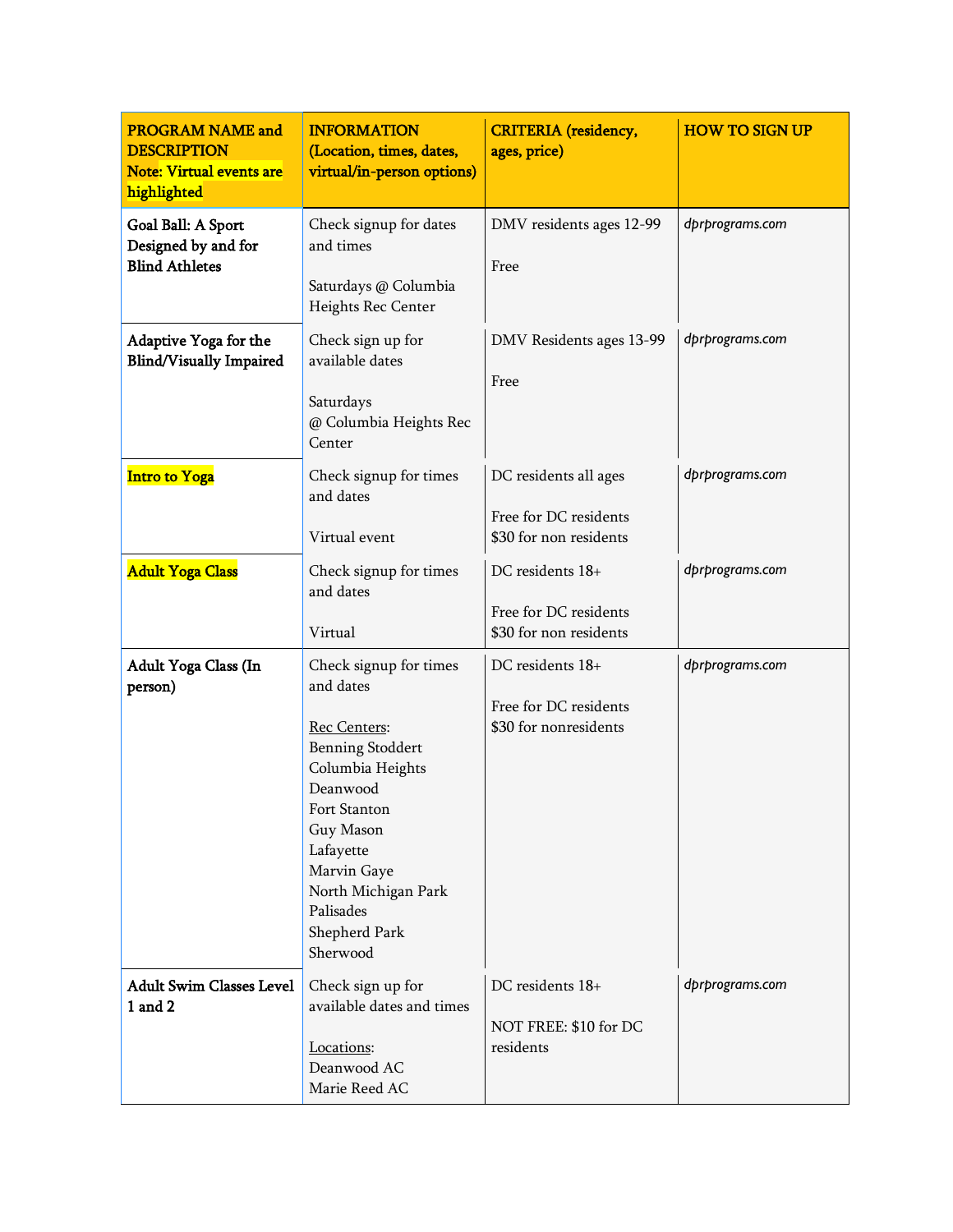| **PROGRAM NAME and DESCRIPTION** **Note: Virtual events are highlighted** | **INFORMATION (Location, times, dates, virtual/in-person options)** | **CRITERIA (residency, ages, price)** | **HOW TO SIGN UP** |
|---|---|---|---|
| **Goal Ball: A Sport Designed by and for Blind Athletes** | Check signup for dates and times<br><br>Saturdays @ Columbia Heights Rec Center | DMV residents ages 12-99<br><br>Free | *dprprograms.com* |
| **Adaptive Yoga for the Blind/Visually Impaired** | Check sign up for available dates<br><br>Saturdays @ Columbia Heights Rec Center | DMV Residents ages 13-99<br><br>Free | *dprprograms.com* |
| **Intro to Yoga** | Check signup for times and dates<br><br>Virtual event | DC residents all ages<br><br>Free for DC residents<br>$30 for non residents | *dprprograms.com* |
| **Adult Yoga Class** | Check signup for times and dates<br><br>Virtual | DC residents 18+<br><br>Free for DC residents<br>$30 for non residents | *dprprograms.com* |
| **Adult Yoga Class (In person)** | Check signup for times and dates<br><br>Rec Centers:<br>Benning Stoddert<br>Columbia Heights<br>Deanwood<br>Fort Stanton<br>Guy Mason<br>Lafayette<br>Marvin Gaye<br>North Michigan Park<br>Palisades<br>Shepherd Park<br>Sherwood | DC residents 18+<br><br>Free for DC residents<br>$30 for nonresidents | *dprprograms.com* |
| **Adult Swim Classes Level 1 and 2** | Check sign up for available dates and times<br><br>Locations:<br>Deanwood AC<br>Marie Reed AC | DC residents 18+<br><br>NOT FREE: $10 for DC residents | *dprprograms.com* |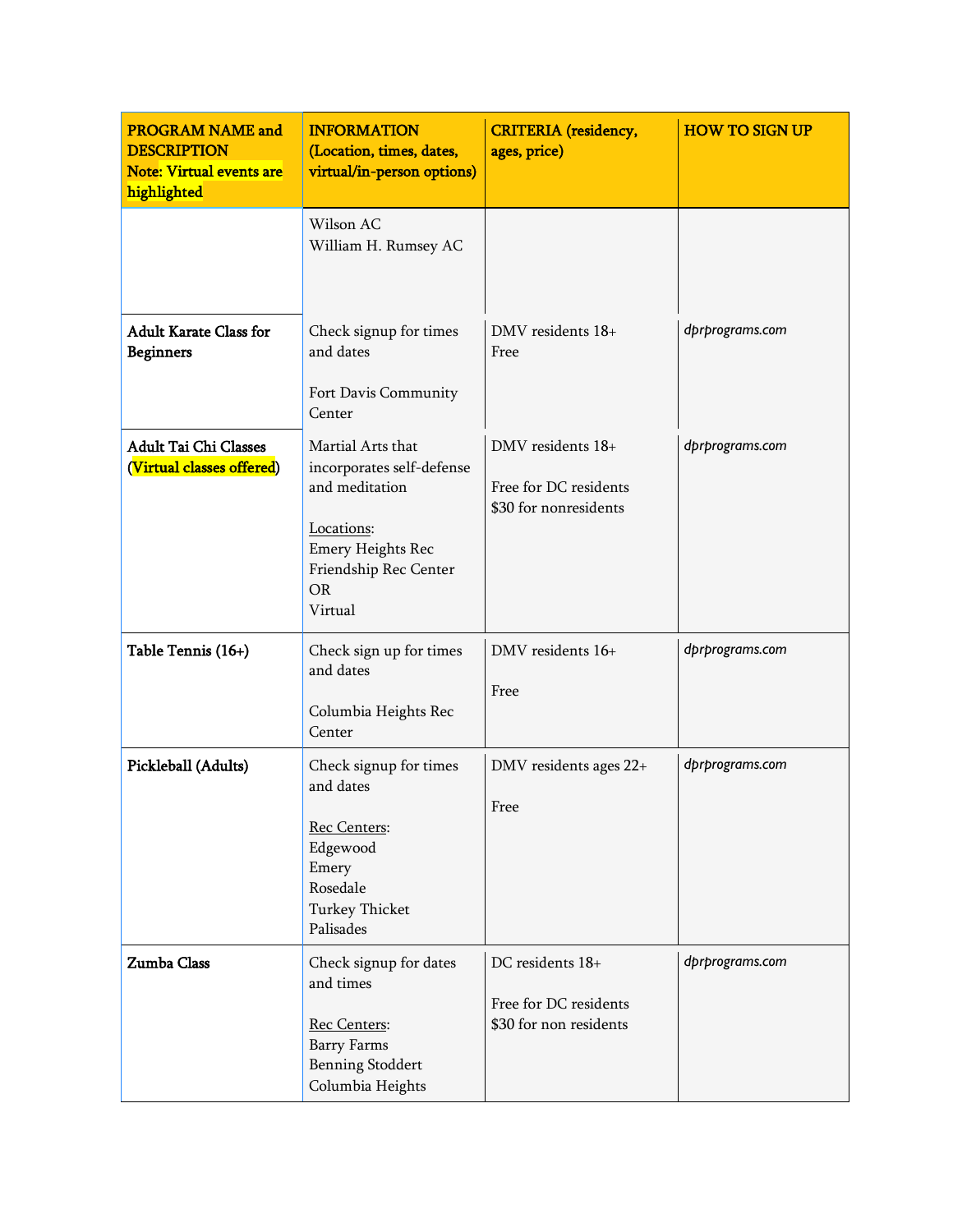| PROGRAM NAME and DESCRIPTION Note: Virtual events are highlighted | INFORMATION (Location, times, dates, virtual/in-person options) | CRITERIA (residency, ages, price) | HOW TO SIGN UP |
| --- | --- | --- | --- |
| | Wilson AC<br>William H. Rumsey AC | | |
| **Adult Karate Class for Beginners** | Check signup for times and dates<br><br>Fort Davis Community Center | DMV residents 18+<br>Free | *dprprograms.com* |
| **Adult Tai Chi Classes (Virtual classes offered)** | Martial Arts that incorporates self-defense and meditation<br><br>Locations:<br>Emery Heights Rec<br>Friendship Rec Center<br>OR<br>Virtual | DMV residents 18+<br><br>Free for DC residents<br>$30 for nonresidents | *dprprograms.com* |
| **Table Tennis (16+)** | Check sign up for times and dates<br><br>Columbia Heights Rec Center | DMV residents 16+<br><br>Free | *dprprograms.com* |
| **Pickleball (Adults)** | Check signup for times and dates<br><br>Rec Centers:<br>Edgewood<br>Emery<br>Rosedale<br>Turkey Thicket<br>Palisades | DMV residents ages 22+<br><br>Free | *dprprograms.com* |
| **Zumba Class** | Check signup for dates and times<br><br>Rec Centers:<br>Barry Farms<br>Benning Stoddert<br>Columbia Heights | DC residents 18+<br><br>Free for DC residents<br>$30 for non residents | *dprprograms.com* |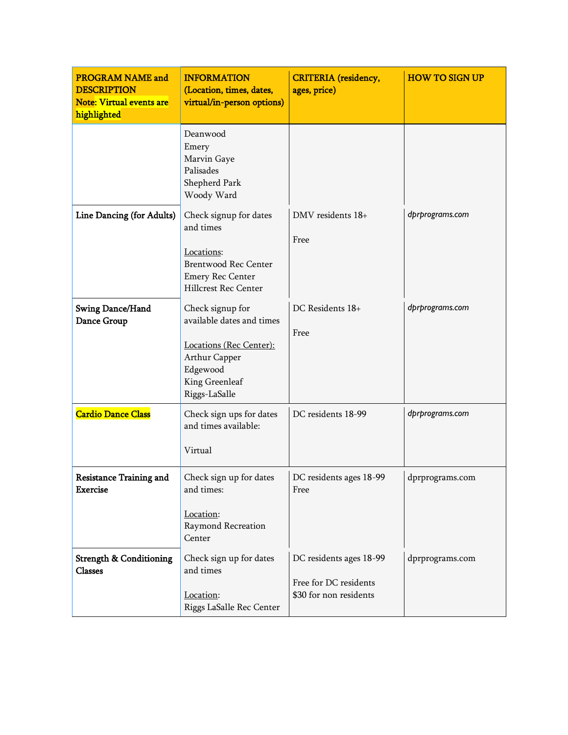| PROGRAM NAME and DESCRIPTION Note: Virtual events are highlighted | INFORMATION (Location, times, dates, virtual/in-person options) | CRITERIA (residency, ages, price) | HOW TO SIGN UP |
|---|---|---|---|
| | Deanwood<br>Emery<br>Marvin Gaye<br>Palisades<br>Shepherd Park<br>Woody Ward | | |
| **Line Dancing (for Adults)** | Check signup for dates and times<br><br>Locations:<br>Brentwood Rec Center<br>Emery Rec Center<br>Hillcrest Rec Center | DMV residents 18+<br><br>Free | *dprprograms.com* |
| **Swing Dance/Hand Dance Group** | Check signup for available dates and times<br><br>Locations (Rec Center):<br>Arthur Capper<br>Edgewood<br>King Greenleaf<br>Riggs-LaSalle | DC Residents 18+<br><br>Free | *dprprograms.com* |
| **Cardio Dance Class** | Check sign ups for dates and times available:<br><br>Virtual | DC residents 18-99 | *dprprograms.com* |
| **Resistance Training and Exercise** | Check sign up for dates and times:<br><br>Location:<br>Raymond Recreation Center | DC residents ages 18-99<br>Free | dprprograms.com |
| **Strength & Conditioning Classes** | Check sign up for dates and times<br><br>Location:<br>Riggs LaSalle Rec Center | DC residents ages 18-99<br><br>Free for DC residents<br>$30 for non residents | dprprograms.com |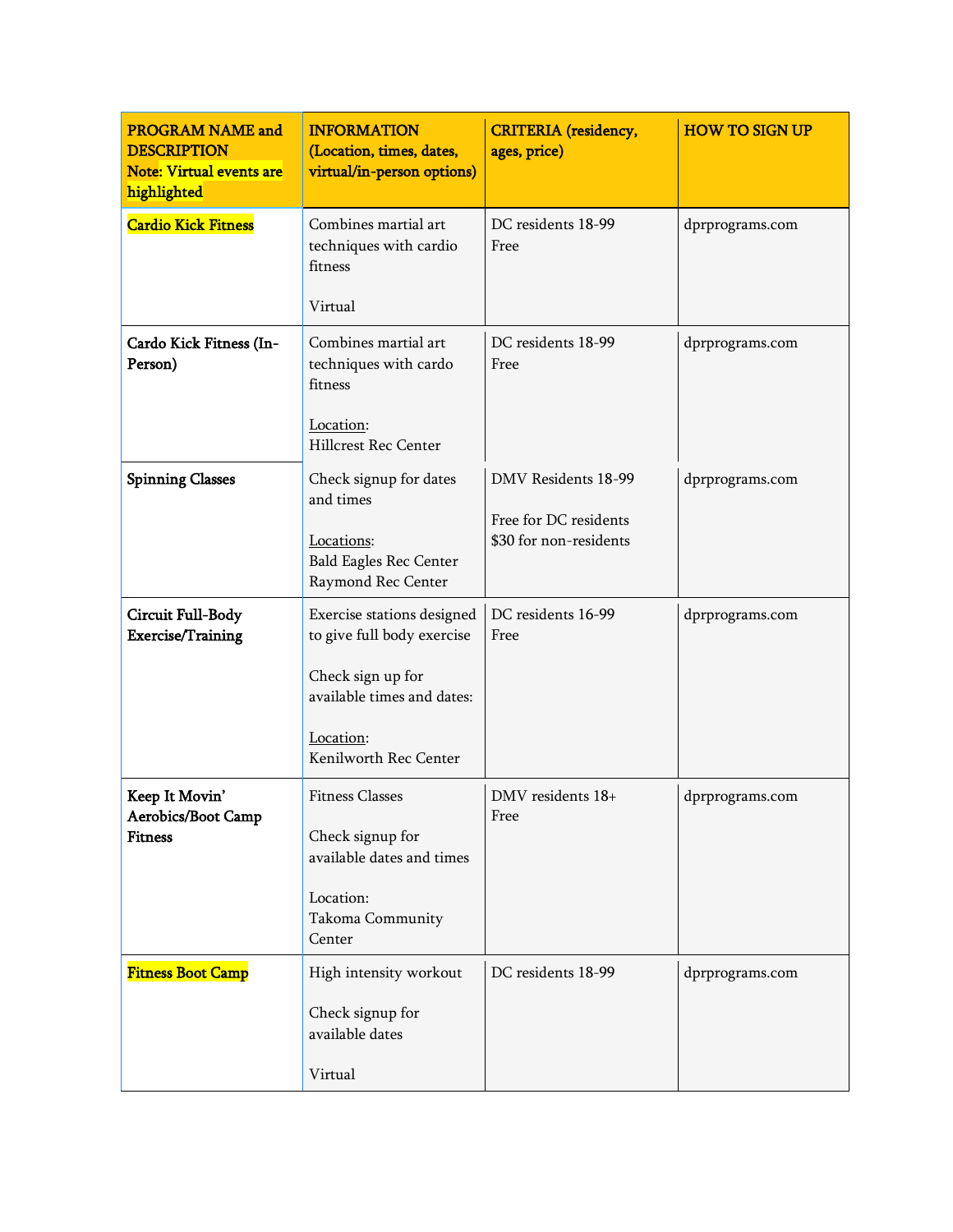| PROGRAM NAME and DESCRIPTION<br>Note: Virtual events are highlighted | INFORMATION (Location, times, dates, virtual/in-person options) | CRITERIA (residency, ages, price) | HOW TO SIGN UP |
|---|---|---|---|
| Cardio Kick Fitness | Combines martial art techniques with cardio fitness<br><br>Virtual | DC residents 18-99<br>Free | dprprograms.com |
| Cardo Kick Fitness (In-Person) | Combines martial art techniques with cardo fitness<br><br>Location:<br>Hillcrest Rec Center | DC residents 18-99<br>Free | dprprograms.com |
| Spinning Classes | Check signup for dates and times<br><br>Locations:<br>Bald Eagles Rec Center<br>Raymond Rec Center | DMV Residents 18-99<br><br>Free for DC residents<br>$30 for non-residents | dprprograms.com |
| Circuit Full-Body Exercise/Training | Exercise stations designed to give full body exercise<br><br>Check sign up for available times and dates:<br><br>Location:<br>Kenilworth Rec Center | DC residents 16-99<br>Free | dprprograms.com |
| Keep It Movin' Aerobics/Boot Camp Fitness | Fitness Classes<br><br>Check signup for available dates and times<br><br>Location:<br>Takoma Community Center | DMV residents 18+<br>Free | dprprograms.com |
| Fitness Boot Camp | High intensity workout<br><br>Check signup for available dates<br><br>Virtual | DC residents 18-99 | dprprograms.com |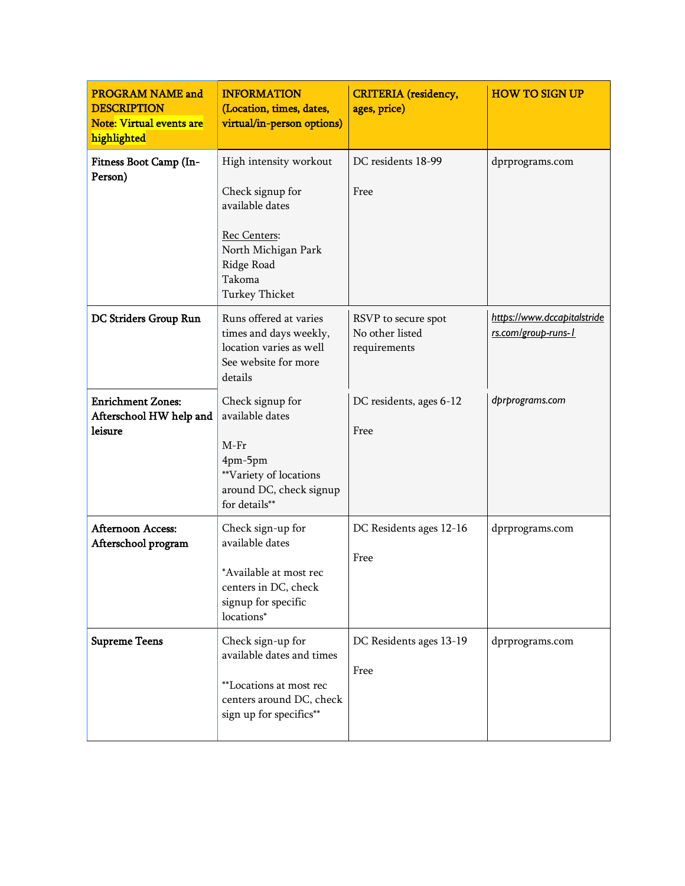| PROGRAM NAME and DESCRIPTION<br>Note: Virtual events are highlighted | INFORMATION (Location, times, dates, virtual/in-person options) | CRITERIA (residency, ages, price) | HOW TO SIGN UP |
|---|---|---|---|
| **Fitness Boot Camp (In-Person)** | High intensity workout<br><br>Check signup for available dates<br><br>Rec Centers:<br>North Michigan Park<br>Ridge Road<br>Takoma<br>Turkey Thicket | DC residents 18-99<br><br>Free | dprprograms.com |
| **DC Striders Group Run** | Runs offered at varies times and days weekly, location varies as well See website for more details | RSVP to secure spot<br>No other listed requirements | https://www.dccapitalstriders.com/group-runs-1 |
| **Enrichment Zones: Afterschool HW help and leisure** | Check signup for available dates<br><br>M-Fr<br>4pm-5pm<br>**Variety of locations around DC, check signup for details** | DC residents, ages 6-12<br><br>Free | dprprograms.com |
| **Afternoon Access: Afterschool program** | Check sign-up for available dates<br><br>*Available at most rec centers in DC, check signup for specific locations* | DC Residents ages 12-16<br><br>Free | dprprograms.com |
| **Supreme Teens** | Check sign-up for available dates and times<br><br>**Locations at most rec centers around DC, check sign up for specifics** | DC Residents ages 13-19<br><br>Free | dprprograms.com |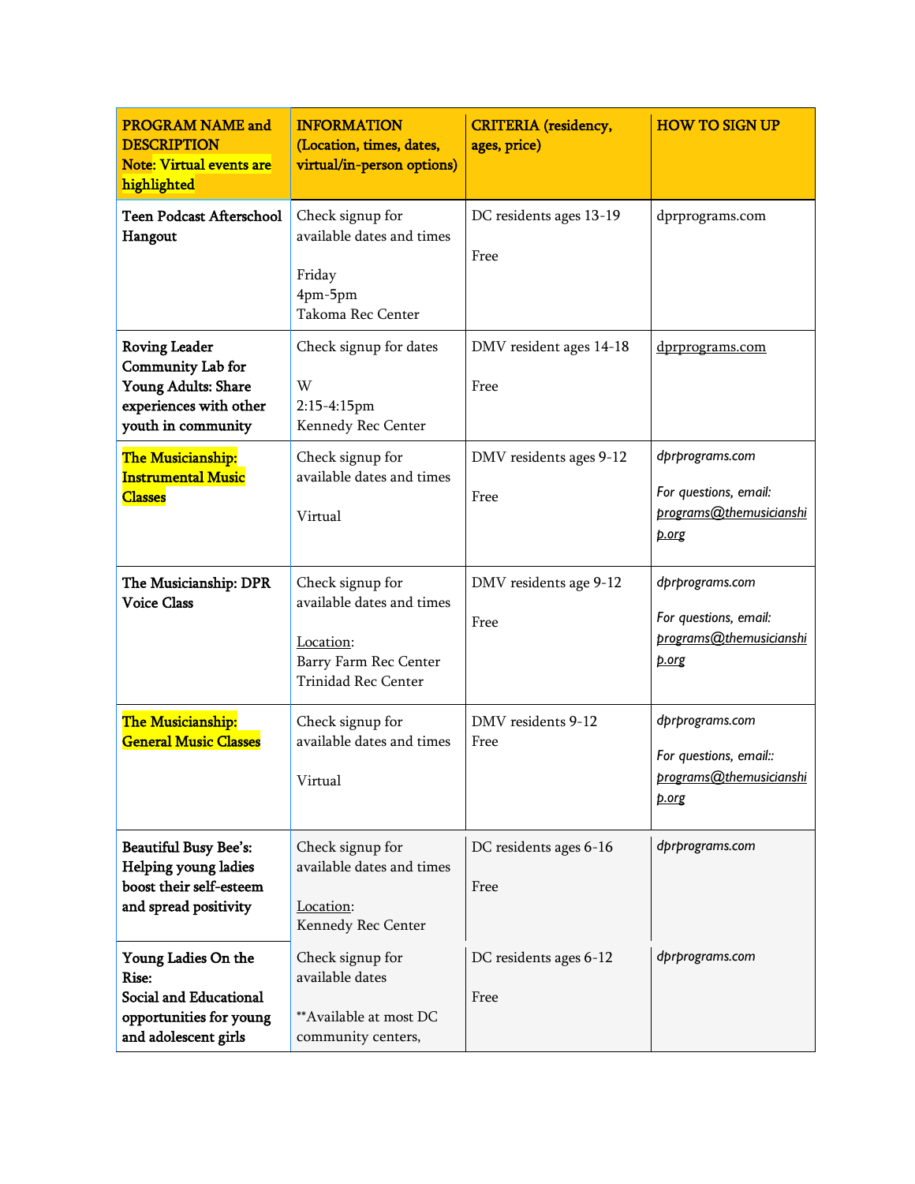| PROGRAM NAME and DESCRIPTION Note: Virtual events are highlighted | INFORMATION (Location, times, dates, virtual/in-person options) | CRITERIA (residency, ages, price) | HOW TO SIGN UP |
|---|---|---|---|
| **Teen Podcast Afterschool Hangout** | Check signup for available dates and times<br><br>Friday<br>4pm-5pm<br>Takoma Rec Center | DC residents ages 13-19<br><br>Free | dprprograms.com |
| **Roving Leader Community Lab for Young Adults: Share experiences with other youth in community** | Check signup for dates<br><br>W<br>2:15-4:15pm<br>Kennedy Rec Center | DMV resident ages 14-18<br><br>Free | dprprograms.com |
| **The Musicianship: Instrumental Music Classes** | Check signup for available dates and times<br><br>Virtual | DMV residents ages 9-12<br><br>Free | *dprprograms.com*<br><br>*For questions, email: programs@themusicianship.org* |
| **The Musicianship: DPR Voice Class** | Check signup for available dates and times<br><br>Location:<br>Barry Farm Rec Center<br>Trinidad Rec Center | DMV residents age 9-12<br><br>Free | *dprprograms.com*<br><br>*For questions, email: programs@themusicianship.org* |
| **The Musicianship: General Music Classes** | Check signup for available dates and times<br><br>Virtual | DMV residents 9-12<br>Free | *dprprograms.com*<br><br>*For questions, email:: programs@themusicianship.org* |
| **Beautiful Busy Bee's: Helping young ladies boost their self-esteem and spread positivity** | Check signup for available dates and times<br><br>Location:<br>Kennedy Rec Center | DC residents ages 6-16<br><br>Free | *dprprograms.com* |
| **Young Ladies On the Rise: Social and Educational opportunities for young and adolescent girls** | Check signup for available dates<br><br>\*\*Available at most DC community centers, | DC residents ages 6-12<br><br>Free | *dprprograms.com* |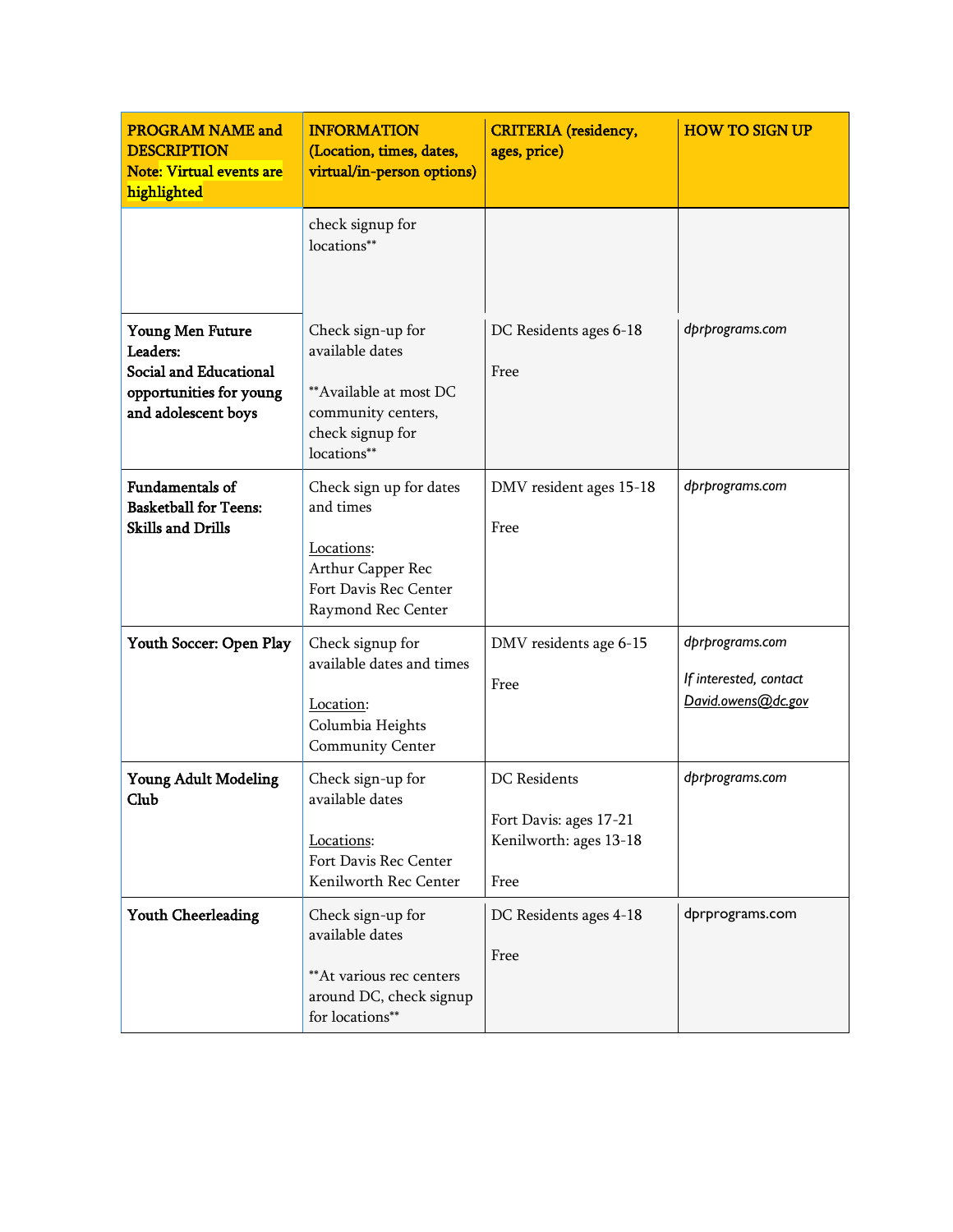| PROGRAM NAME and DESCRIPTION<br>Note: Virtual events are highlighted | INFORMATION (Location, times, dates, virtual/in-person options) | CRITERIA (residency, ages, price) | HOW TO SIGN UP |
|---|---|---|---|
| | check signup for locations** | | |
| **Young Men Future Leaders: Social and Educational opportunities for young and adolescent boys** | Check sign-up for available dates<br><br>**Available at most DC community centers, check signup for locations** | DC Residents ages 6-18<br><br>Free | *dprprograms.com* |
| **Fundamentals of Basketball for Teens: Skills and Drills** | Check sign up for dates and times<br><br>Locations:<br>Arthur Capper Rec<br>Fort Davis Rec Center<br>Raymond Rec Center | DMV resident ages 15-18<br><br>Free | *dprprograms.com* |
| **Youth Soccer: Open Play** | Check signup for available dates and times<br><br>Location:<br>Columbia Heights Community Center | DMV residents age 6-15<br><br>Free | *dprprograms.com*<br><br>*If interested, contact David.owens@dc.gov* |
| **Young Adult Modeling Club** | Check sign-up for available dates<br><br>Locations:<br>Fort Davis Rec Center<br>Kenilworth Rec Center | DC Residents<br><br>Fort Davis: ages 17-21<br>Kenilworth: ages 13-18<br><br>Free | *dprprograms.com* |
| **Youth Cheerleading** | Check sign-up for available dates<br><br>**At various rec centers around DC, check signup for locations** | DC Residents ages 4-18<br><br>Free | dprprograms.com |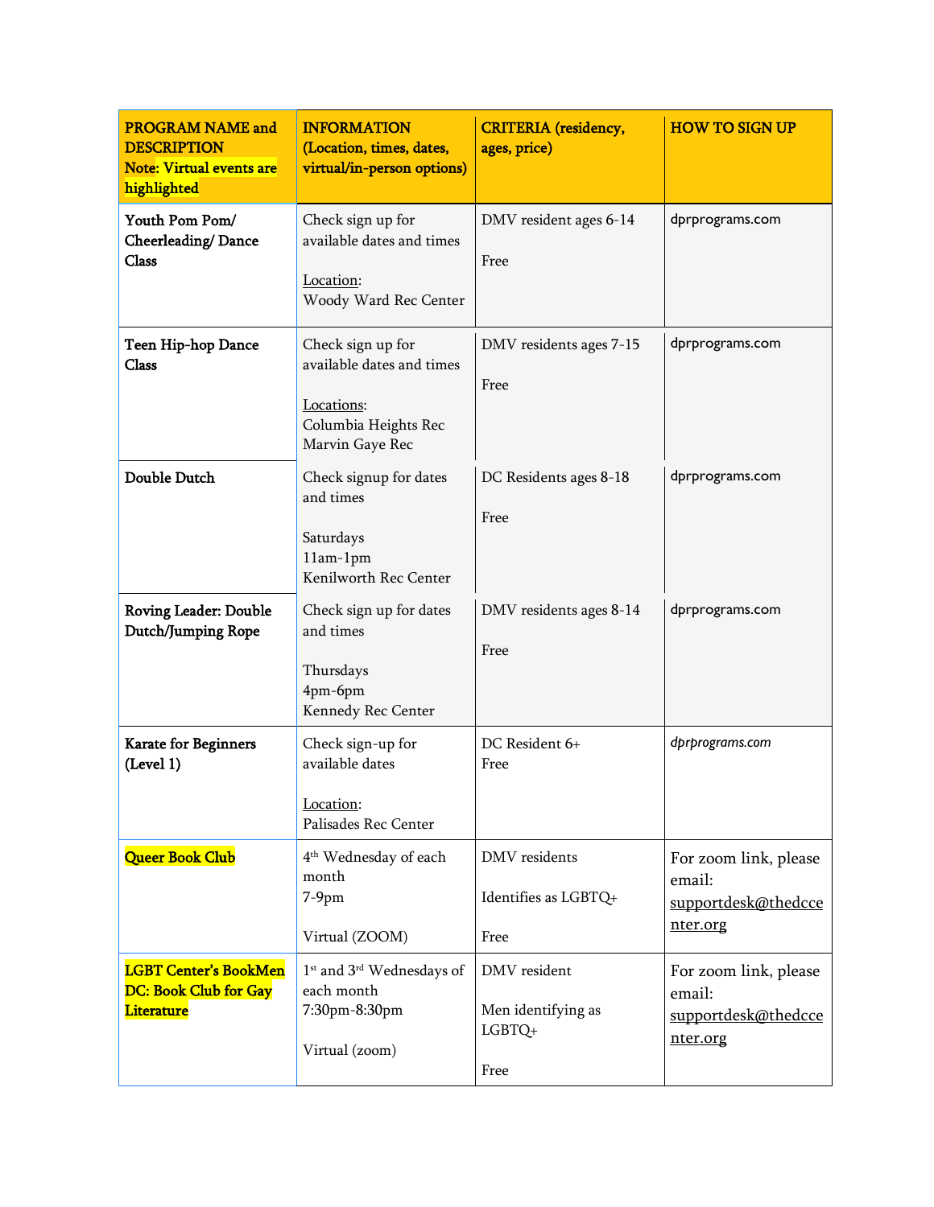| PROGRAM NAME and DESCRIPTION Note: Virtual events are highlighted | INFORMATION (Location, times, dates, virtual/in-person options) | CRITERIA (residency, ages, price) | HOW TO SIGN UP |
|---|---|---|---|
| **Youth Pom Pom/ Cheerleading/ Dance Class** | Check sign up for available dates and times<br><br>Location:<br>Woody Ward Rec Center | DMV resident ages 6-14<br><br>Free | dprprograms.com |
| **Teen Hip-hop Dance Class** | Check sign up for available dates and times<br><br>Locations:<br>Columbia Heights Rec<br>Marvin Gaye Rec | DMV residents ages 7-15<br><br>Free | dprprograms.com |
| **Double Dutch** | Check signup for dates and times<br><br>Saturdays<br>11am-1pm<br>Kenilworth Rec Center | DC Residents ages 8-18<br><br>Free | dprprograms.com |
| **Roving Leader: Double Dutch/Jumping Rope** | Check sign up for dates and times<br><br>Thursdays<br>4pm-6pm<br>Kennedy Rec Center | DMV residents ages 8-14<br><br>Free | dprprograms.com |
| **Karate for Beginners (Level 1)** | Check sign-up for available dates<br><br>Location:<br>Palisades Rec Center | DC Resident 6+<br>Free | *dprprograms.com* |
| **Queer Book Club** | 4th Wednesday of each month<br>7-9pm<br><br>Virtual (ZOOM) | DMV residents<br><br>Identifies as LGBTQ+<br><br>Free | For zoom link, please email: supportdesk@thedccenter.org |
| **LGBT Center's BookMen DC: Book Club for Gay Literature** | 1st and 3rd Wednesdays of each month<br>7:30pm-8:30pm<br><br>Virtual (zoom) | DMV resident<br><br>Men identifying as LGBTQ+<br><br>Free | For zoom link, please email: supportdesk@thedccenter.org |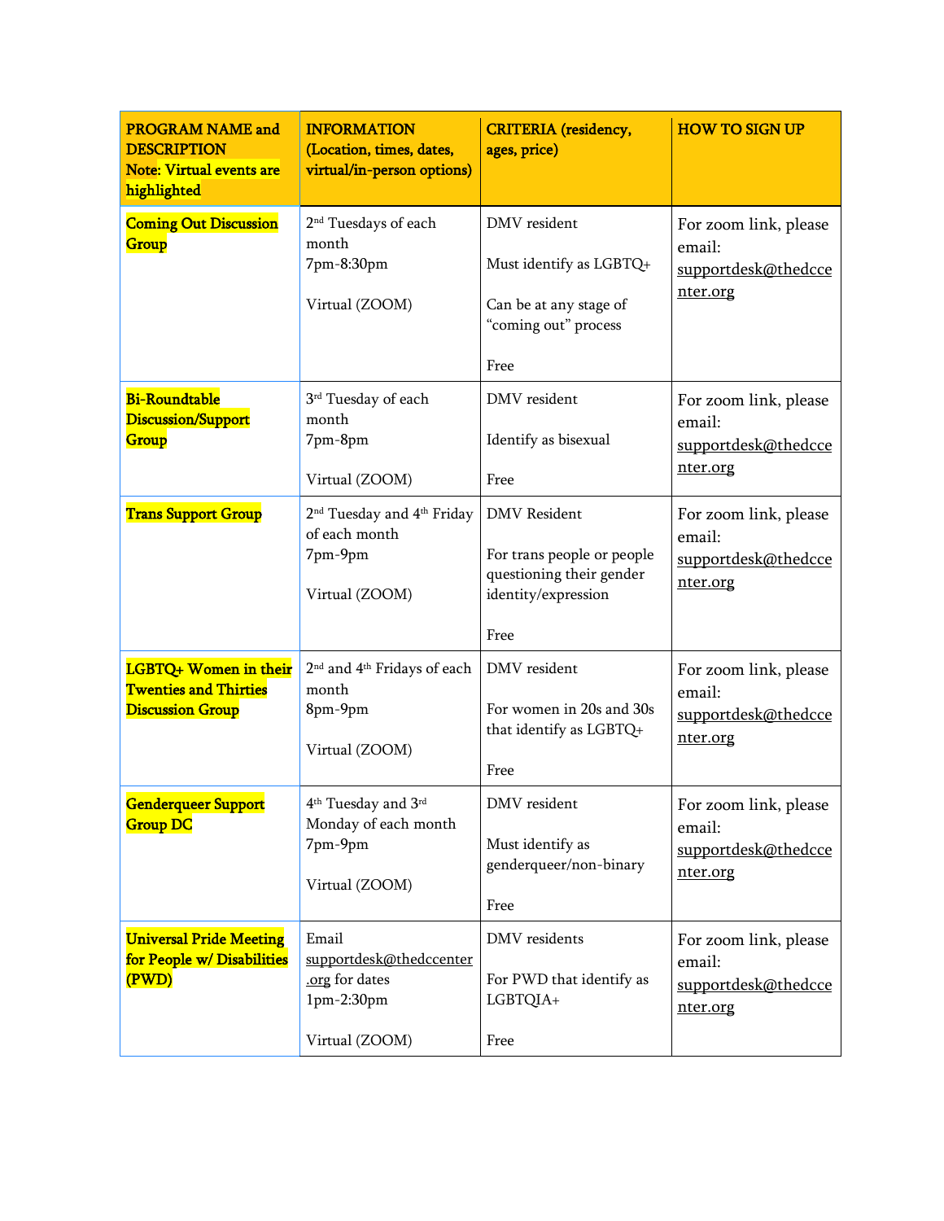| PROGRAM NAME and DESCRIPTION Note: Virtual events are highlighted | INFORMATION (Location, times, dates, virtual/in-person options) | CRITERIA (residency, ages, price) | HOW TO SIGN UP |
|---|---|---|---|
| Coming Out Discussion Group | 2nd Tuesdays of each month<br>7pm-8:30pm<br><br>Virtual (ZOOM) | DMV resident<br><br>Must identify as LGBTQ+<br><br>Can be at any stage of "coming out" process<br><br>Free | For zoom link, please email: supportdesk@thedccenter.org |
| Bi-Roundtable Discussion/Support Group | 3rd Tuesday of each month<br>7pm-8pm<br><br>Virtual (ZOOM) | DMV resident<br><br>Identify as bisexual<br><br>Free | For zoom link, please email: supportdesk@thedccenter.org |
| Trans Support Group | 2nd Tuesday and 4th Friday of each month<br>7pm-9pm<br><br>Virtual (ZOOM) | DMV Resident<br><br>For trans people or people questioning their gender identity/expression<br><br>Free | For zoom link, please email: supportdesk@thedccenter.org |
| LGBTQ+ Women in their Twenties and Thirties Discussion Group | 2nd and 4th Fridays of each month<br>8pm-9pm<br><br>Virtual (ZOOM) | DMV resident<br><br>For women in 20s and 30s that identify as LGBTQ+<br><br>Free | For zoom link, please email: supportdesk@thedccenter.org |
| Genderqueer Support Group DC | 4th Tuesday and 3rd Monday of each month<br>7pm-9pm<br><br>Virtual (ZOOM) | DMV resident<br><br>Must identify as genderqueer/non-binary<br><br>Free | For zoom link, please email: supportdesk@thedccenter.org |
| Universal Pride Meeting for People w/ Disabilities (PWD) | Email supportdesk@thedccenter.org for dates<br>1pm-2:30pm<br><br>Virtual (ZOOM) | DMV residents<br><br>For PWD that identify as LGBTQIA+<br><br>Free | For zoom link, please email: supportdesk@thedccenter.org |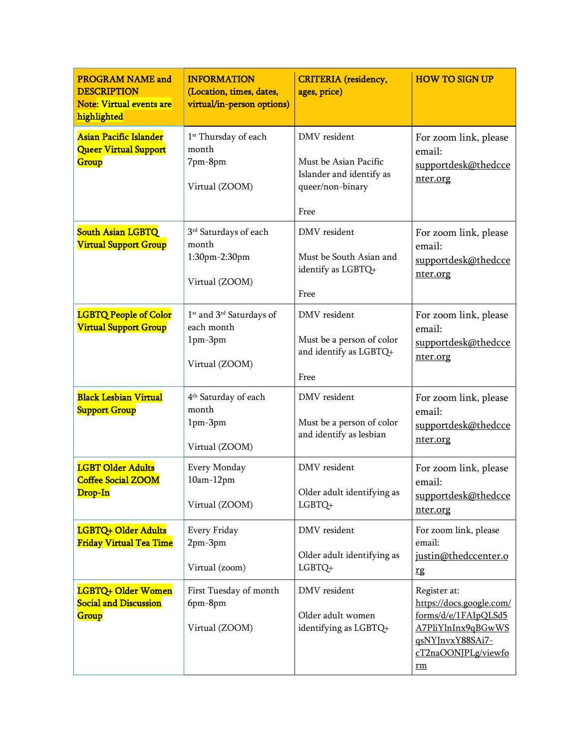| PROGRAM NAME and DESCRIPTION Note: Virtual events are highlighted | INFORMATION (Location, times, dates, virtual/in-person options) | CRITERIA (residency, ages, price) | HOW TO SIGN UP |
|---|---|---|---|
| Asian Pacific Islander Queer Virtual Support Group | 1st Thursday of each month 7pm-8pm Virtual (ZOOM) | DMV resident Must be Asian Pacific Islander and identify as queer/non-binary Free | For zoom link, please email: supportdesk@thedccenter.org |
| South Asian LGBTQ Virtual Support Group | 3rd Saturdays of each month 1:30pm-2:30pm Virtual (ZOOM) | DMV resident Must be South Asian and identify as LGBTQ+ Free | For zoom link, please email: supportdesk@thedccenter.org |
| LGBTQ People of Color Virtual Support Group | 1st and 3rd Saturdays of each month 1pm-3pm Virtual (ZOOM) | DMV resident Must be a person of color and identify as LGBTQ+ Free | For zoom link, please email: supportdesk@thedccenter.org |
| Black Lesbian Virtual Support Group | 4th Saturday of each month 1pm-3pm Virtual (ZOOM) | DMV resident Must be a person of color and identify as lesbian | For zoom link, please email: supportdesk@thedccenter.org |
| LGBT Older Adults Coffee Social ZOOM Drop-In | Every Monday 10am-12pm Virtual (ZOOM) | DMV resident Older adult identifying as LGBTQ+ | For zoom link, please email: supportdesk@thedccenter.org |
| LGBTQ+ Older Adults Friday Virtual Tea Time | Every Friday 2pm-3pm Virtual (zoom) | DMV resident Older adult identifying as LGBTQ+ | For zoom link, please email: justin@thedccenter.org |
| LGBTQ+ Older Women Social and Discussion Group | First Tuesday of month 6pm-8pm Virtual (ZOOM) | DMV resident Older adult women identifying as LGBTQ+ | Register at: https://docs.google.com/forms/d/e/1FAIpQLSd5A7PliYlnInx9qBGwWSqsNYJnvxY88SAi7-cT2naOONJPLg/viewform |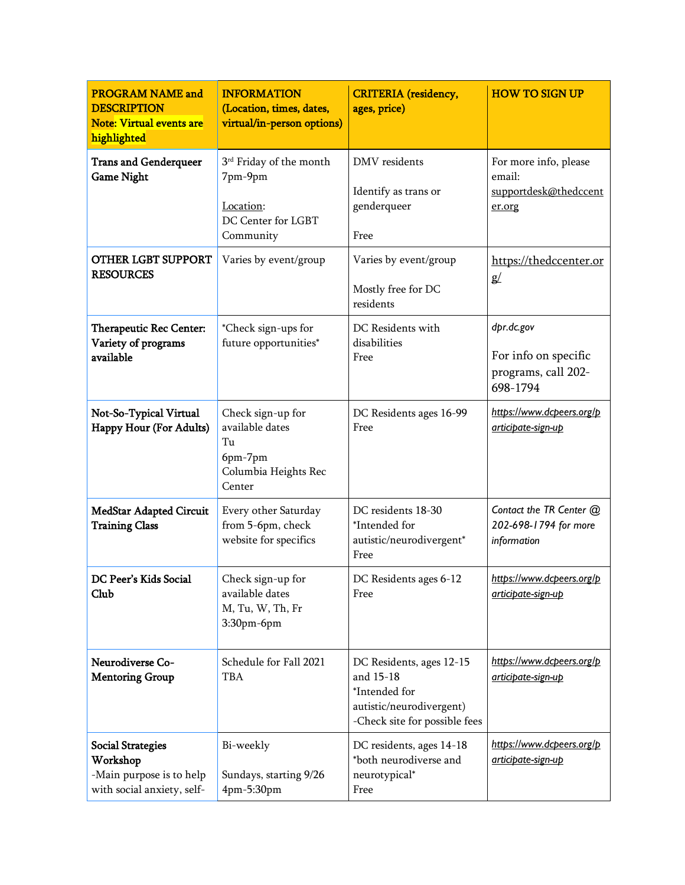| PROGRAM NAME and DESCRIPTION Note: Virtual events are highlighted | INFORMATION (Location, times, dates, virtual/in-person options) | CRITERIA (residency, ages, price) | HOW TO SIGN UP |
|---|---|---|---|
| **Trans and Genderqueer Game Night** | 3rd Friday of the month 7pm-9pm<br><br>Location: DC Center for LGBT Community | DMV residents<br><br>Identify as trans or genderqueer<br><br>Free | For more info, please email: supportdesk@thedccenter.org |
| **OTHER LGBT SUPPORT RESOURCES** | Varies by event/group | Varies by event/group<br><br>Mostly free for DC residents | https://thedccenter.org/ |
| **Therapeutic Rec Center: Variety of programs available** | \*Check sign-ups for future opportunities\* | DC Residents with disabilities<br>Free | dpr.dc.gov<br><br>For info on specific programs, call 202-698-1794 |
| **Not-So-Typical Virtual Happy Hour (For Adults)** | Check sign-up for available dates<br>Tu<br>6pm-7pm<br>Columbia Heights Rec Center | DC Residents ages 16-99<br>Free | https://www.dcpeers.org/participate-sign-up |
| **MedStar Adapted Circuit Training Class** | Every other Saturday from 5-6pm, check website for specifics | DC residents 18-30<br>\*Intended for autistic/neurodivergent\*<br>Free | Contact the TR Center @ 202-698-1794 for more information |
| **DC Peer's Kids Social Club** | Check sign-up for available dates<br>M, Tu, W, Th, Fr<br>3:30pm-6pm | DC Residents ages 6-12<br>Free | https://www.dcpeers.org/participate-sign-up |
| **Neurodiverse Co-Mentoring Group** | Schedule for Fall 2021 TBA | DC Residents, ages 12-15 and 15-18<br>\*Intended for autistic/neurodivergent)<br>-Check site for possible fees | https://www.dcpeers.org/participate-sign-up |
| **Social Strategies Workshop**<br>-Main purpose is to help with social anxiety, self- | Bi-weekly<br><br>Sundays, starting 9/26<br>4pm-5:30pm | DC residents, ages 14-18<br>\*both neurodiverse and neurotypical\*<br>Free | https://www.dcpeers.org/participate-sign-up |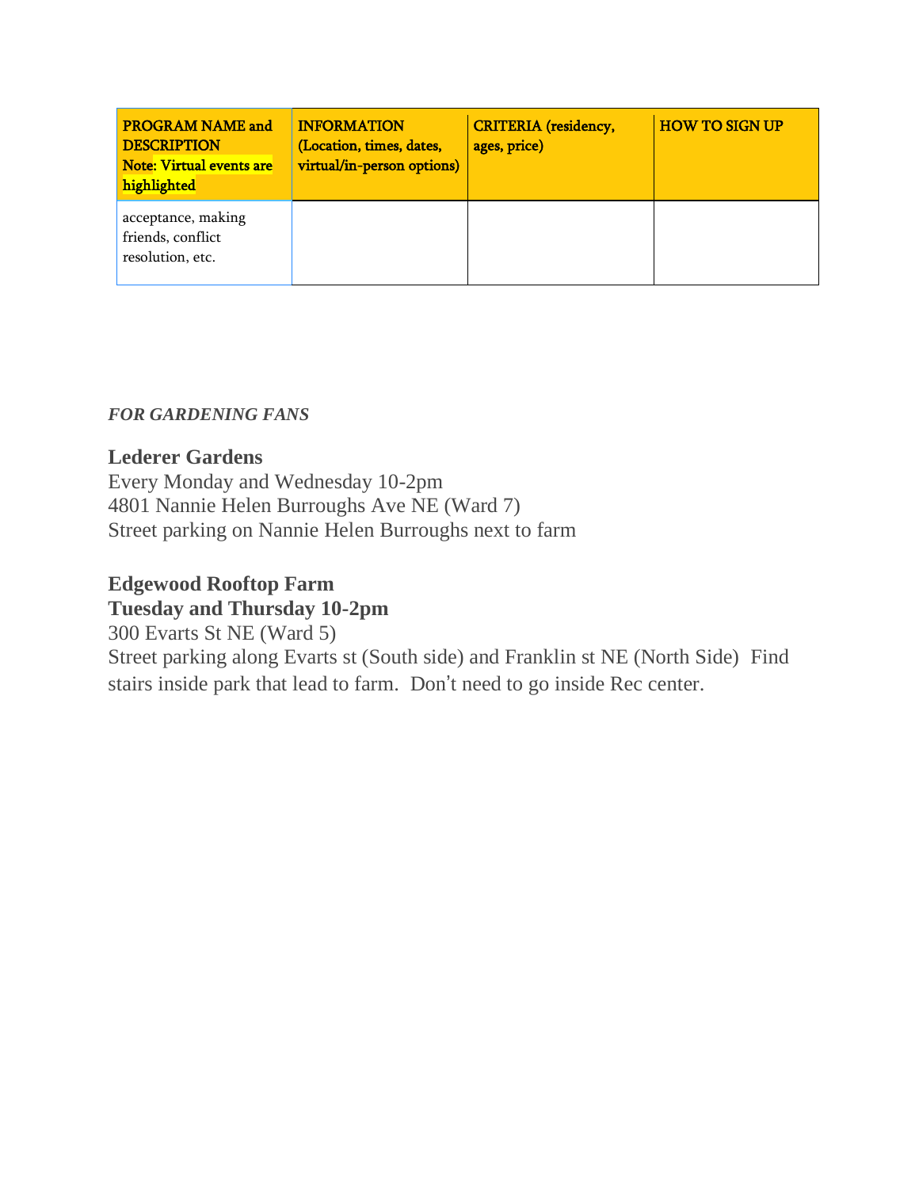| PROGRAM NAME and DESCRIPTION Note: Virtual events are highlighted | INFORMATION (Location, times, dates, virtual/in-person options) | CRITERIA (residency, ages, price) | HOW TO SIGN UP |
|---|---|---|---|
| acceptance, making friends, conflict resolution, etc. | | | |

***FOR GARDENING FANS***

**Lederer Gardens**
Every Monday and Wednesday 10-2pm
4801 Nannie Helen Burroughs Ave NE (Ward 7)
Street parking on Nannie Helen Burroughs next to farm

**Edgewood Rooftop Farm**
**Tuesday and Thursday 10-2pm**
300 Evarts St NE (Ward 5)
Street parking along Evarts st (South side) and Franklin st NE (North Side) Find stairs inside park that lead to farm. Don't need to go inside Rec center.